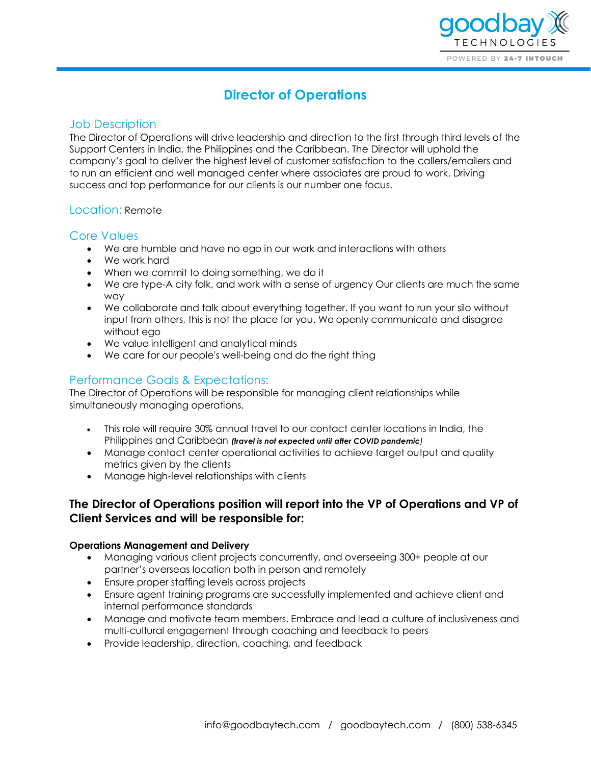# Director of Operations

## Job Description

The Director of Operations will drive leadership and direction to the first through third levels of the Support Centers in India, the Philippines and the Caribbean. The Director will uphold the company's goal to deliver the highest level of customer satisfaction to the callers/emailers and to run an efficient and well managed center where associates are proud to work. Driving success and top performance for our clients is our number one focus.

## Location: Remote

## Core Values

- We are humble and have no ego in our work and interactions with others
- We work hard
- When we commit to doing something, we do it
- We are type-A city folk, and work with a sense of urgency Our clients are much the same way
- We collaborate and talk about everything together. If you want to run your silo without input from others, this is not the place for you. We openly communicate and disagree without ego
- We value intelligent and analytical minds
- We care for our people's well-being and do the right thing

## Performance Goals & Expectations:

The Director of Operations will be responsible for managing client relationships while simultaneously managing operations.

- This role will require 30% annual travel to our contact center locations in India, the Philippines and Caribbean ***(travel is not expected until after COVID pandemic)***
- Manage contact center operational activities to achieve target output and quality metrics given by the clients
- Manage high-level relationships with clients

### The Director of Operations position will report into the VP of Operations and VP of Client Services and will be responsible for:

**Operations Management and Delivery**

- Managing various client projects concurrently, and overseeing 300+ people at our partner's overseas location both in person and remotely
- Ensure proper staffing levels across projects
- Ensure agent training programs are successfully implemented and achieve client and internal performance standards
- Manage and motivate team members. Embrace and lead a culture of inclusiveness and multi-cultural engagement through coaching and feedback to peers
- Provide leadership, direction, coaching, and feedback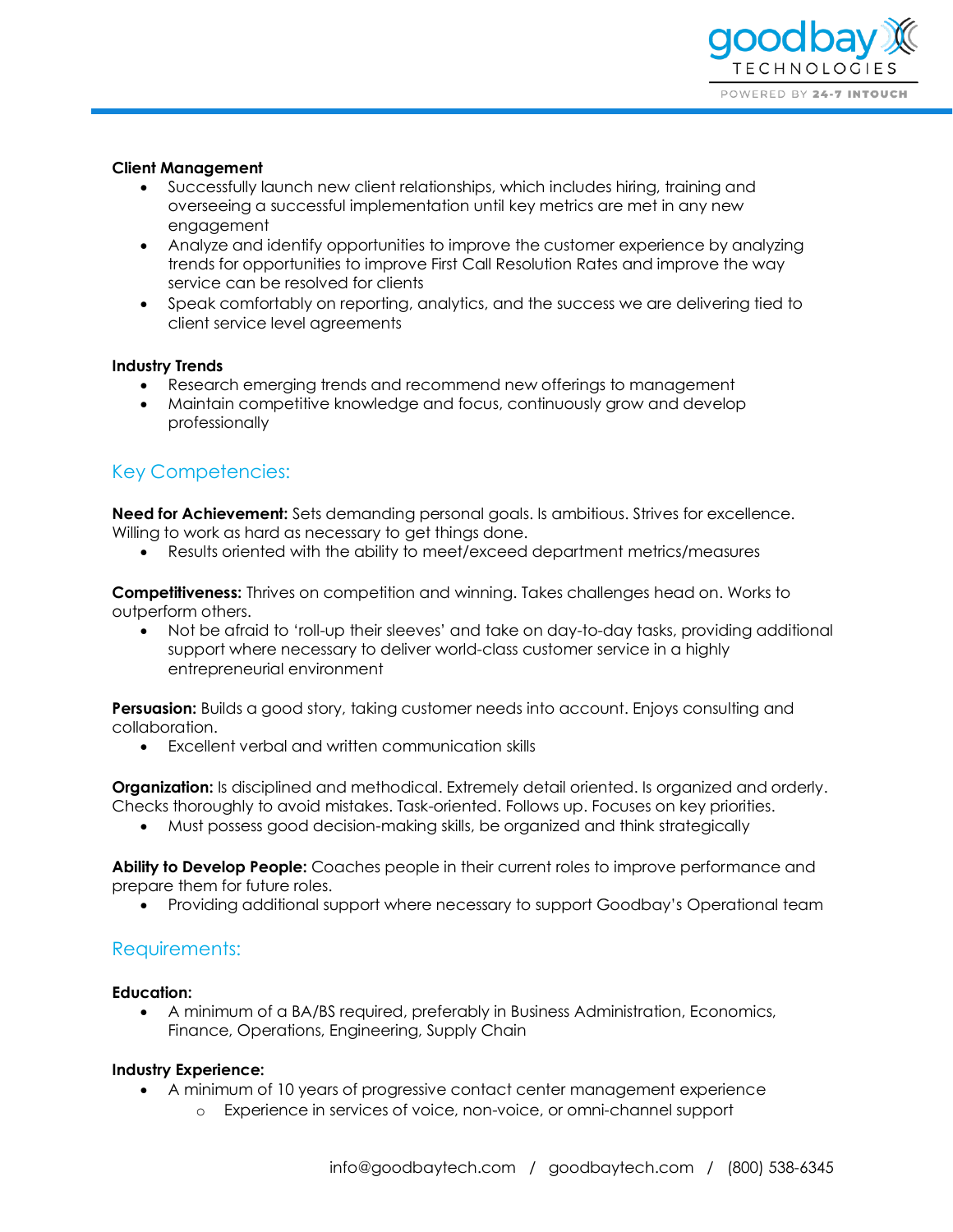**Client Management**

- Successfully launch new client relationships, which includes hiring, training and overseeing a successful implementation until key metrics are met in any new engagement
- Analyze and identify opportunities to improve the customer experience by analyzing trends for opportunities to improve First Call Resolution Rates and improve the way service can be resolved for clients
- Speak comfortably on reporting, analytics, and the success we are delivering tied to client service level agreements

**Industry Trends**

- Research emerging trends and recommend new offerings to management
- Maintain competitive knowledge and focus, continuously grow and develop professionally

## Key Competencies:

**Need for Achievement:** Sets demanding personal goals. Is ambitious. Strives for excellence. Willing to work as hard as necessary to get things done.

- Results oriented with the ability to meet/exceed department metrics/measures

**Competitiveness:** Thrives on competition and winning. Takes challenges head on. Works to outperform others.

- Not be afraid to 'roll-up their sleeves' and take on day-to-day tasks, providing additional support where necessary to deliver world-class customer service in a highly entrepreneurial environment

**Persuasion:** Builds a good story, taking customer needs into account. Enjoys consulting and collaboration.

- Excellent verbal and written communication skills

**Organization:** Is disciplined and methodical. Extremely detail oriented. Is organized and orderly. Checks thoroughly to avoid mistakes. Task-oriented. Follows up. Focuses on key priorities.

- Must possess good decision-making skills, be organized and think strategically

**Ability to Develop People:** Coaches people in their current roles to improve performance and prepare them for future roles.

- Providing additional support where necessary to support Goodbay's Operational team

## Requirements:

**Education:**

- A minimum of a BA/BS required, preferably in Business Administration, Economics, Finance, Operations, Engineering, Supply Chain

**Industry Experience:**

- A minimum of 10 years of progressive contact center management experience
  - Experience in services of voice, non-voice, or omni-channel support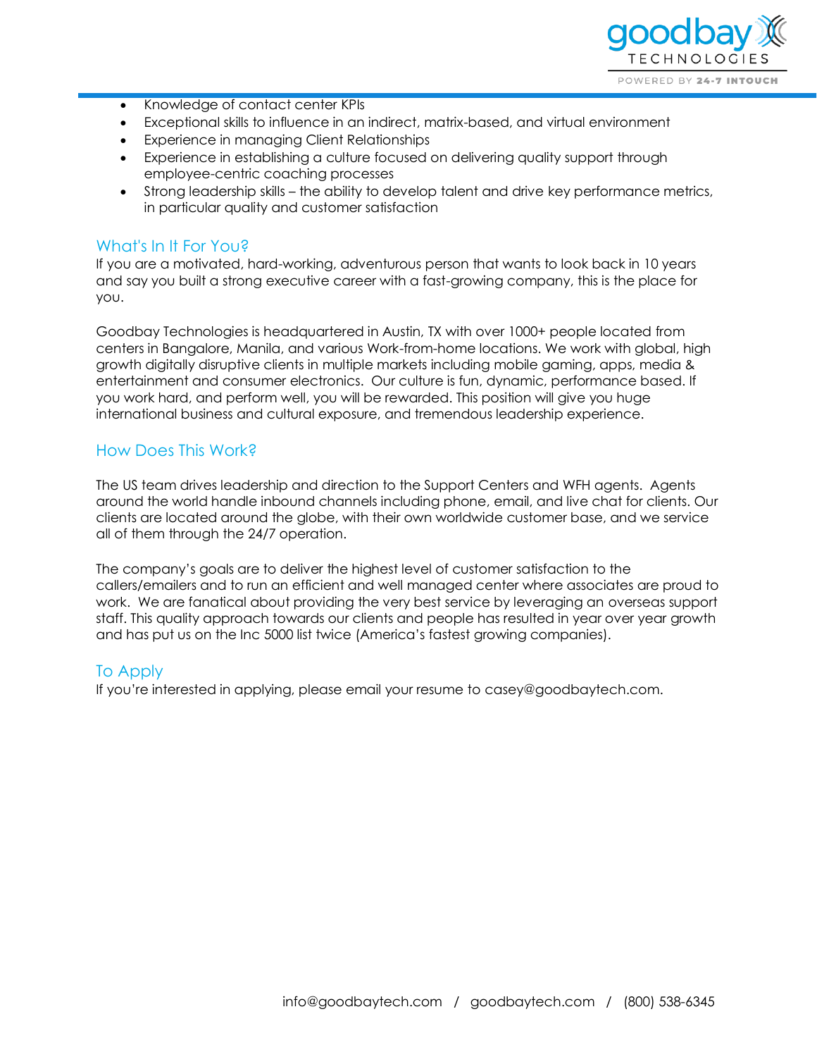- Knowledge of contact center KPIs
- Exceptional skills to influence in an indirect, matrix-based, and virtual environment
- Experience in managing Client Relationships
- Experience in establishing a culture focused on delivering quality support through employee-centric coaching processes
- Strong leadership skills – the ability to develop talent and drive key performance metrics, in particular quality and customer satisfaction

## What's In It For You?

If you are a motivated, hard-working, adventurous person that wants to look back in 10 years and say you built a strong executive career with a fast-growing company, this is the place for you.

Goodbay Technologies is headquartered in Austin, TX with over 1000+ people located from centers in Bangalore, Manila, and various Work-from-home locations. We work with global, high growth digitally disruptive clients in multiple markets including mobile gaming, apps, media & entertainment and consumer electronics. Our culture is fun, dynamic, performance based. If you work hard, and perform well, you will be rewarded. This position will give you huge international business and cultural exposure, and tremendous leadership experience.

## How Does This Work?

The US team drives leadership and direction to the Support Centers and WFH agents. Agents around the world handle inbound channels including phone, email, and live chat for clients. Our clients are located around the globe, with their own worldwide customer base, and we service all of them through the 24/7 operation.

The company's goals are to deliver the highest level of customer satisfaction to the callers/emailers and to run an efficient and well managed center where associates are proud to work. We are fanatical about providing the very best service by leveraging an overseas support staff. This quality approach towards our clients and people has resulted in year over year growth and has put us on the Inc 5000 list twice (America's fastest growing companies).

## To Apply

If you're interested in applying, please email your resume to casey@goodbaytech.com.